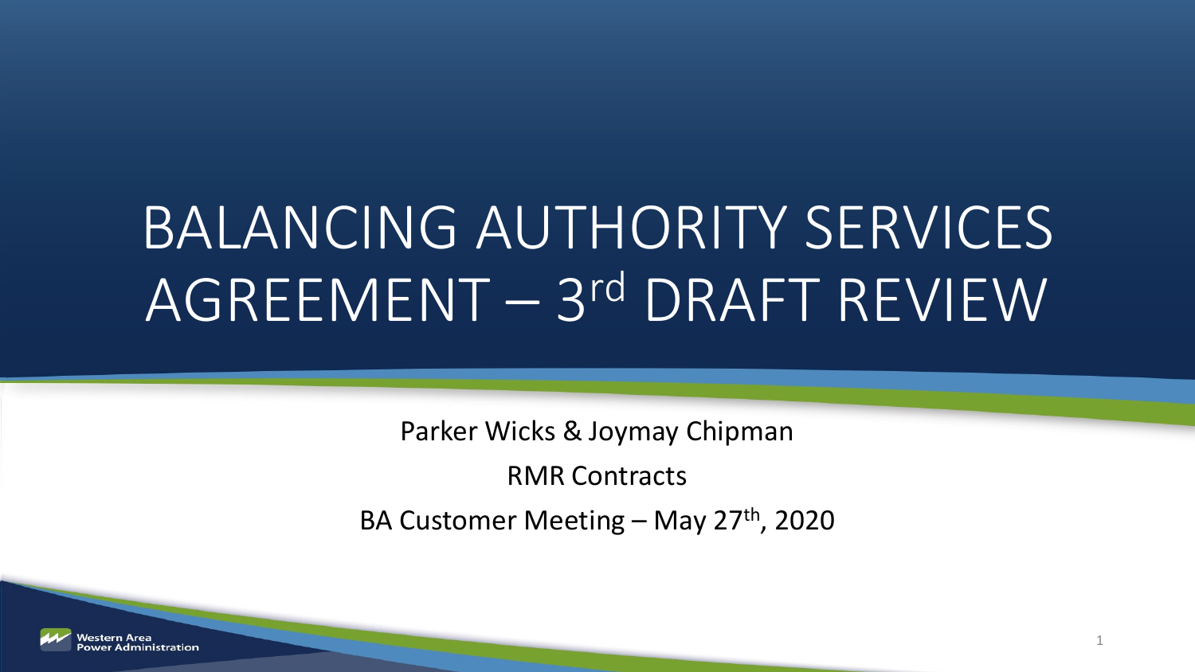# BALANCING AUTHORITY SERVICES AGREEMENT – 3rd DRAFT REVIEW

Parker Wicks & Joymay Chipman

RMR Contracts

BA Customer Meeting – May 27th, 2020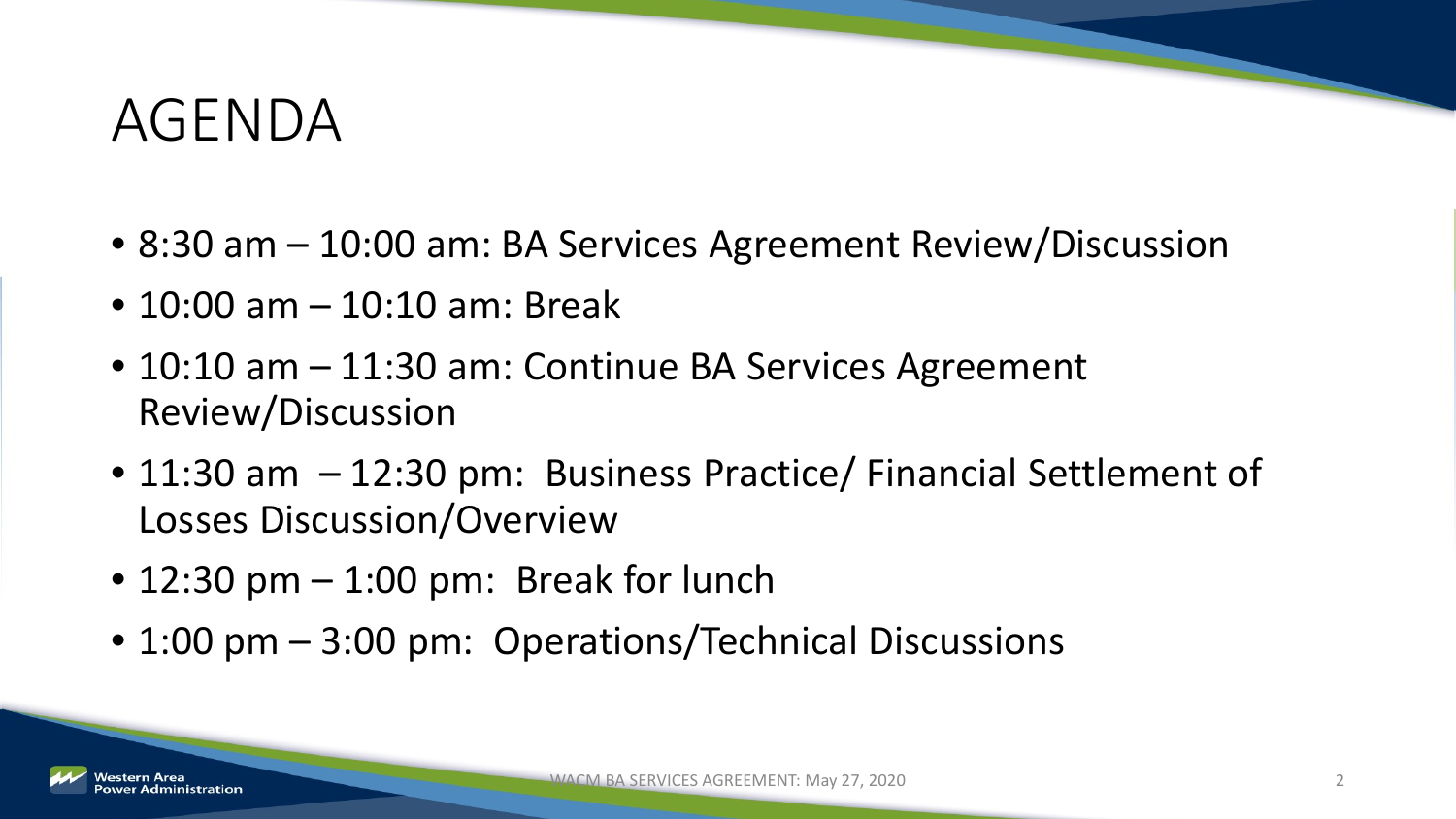# AGENDA

- 8:30 am – 10:00 am: BA Services Agreement Review/Discussion
- 10:00 am – 10:10 am: Break
- 10:10 am – 11:30 am: Continue BA Services Agreement Review/Discussion
- 11:30 am – 12:30 pm: Business Practice/ Financial Settlement of Losses Discussion/Overview
- 12:30 pm – 1:00 pm: Break for lunch
- 1:00 pm – 3:00 pm: Operations/Technical Discussions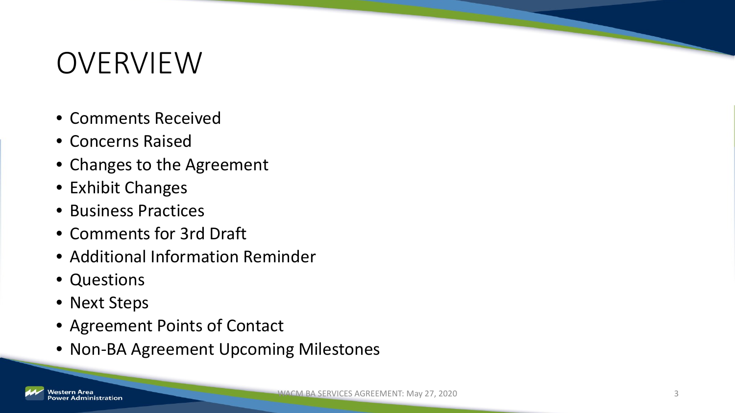# OVERVIEW

- Comments Received
- Concerns Raised
- Changes to the Agreement
- Exhibit Changes
- Business Practices
- Comments for 3rd Draft
- Additional Information Reminder
- Questions
- Next Steps
- Agreement Points of Contact
- Non-BA Agreement Upcoming Milestones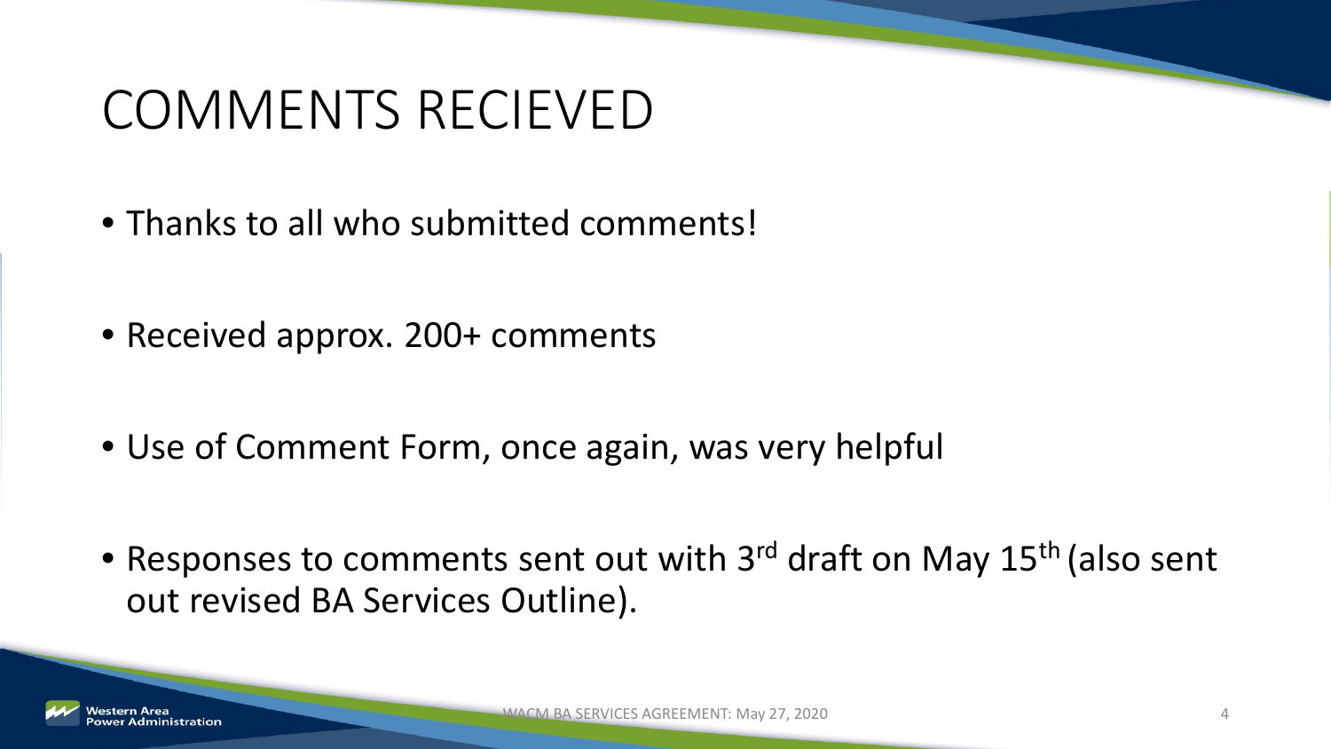# COMMENTS RECIEVED

- Thanks to all who submitted comments!
- Received approx. 200+ comments
- Use of Comment Form, once again, was very helpful
- Responses to comments sent out with 3rd draft on May 15th (also sent out revised BA Services Outline).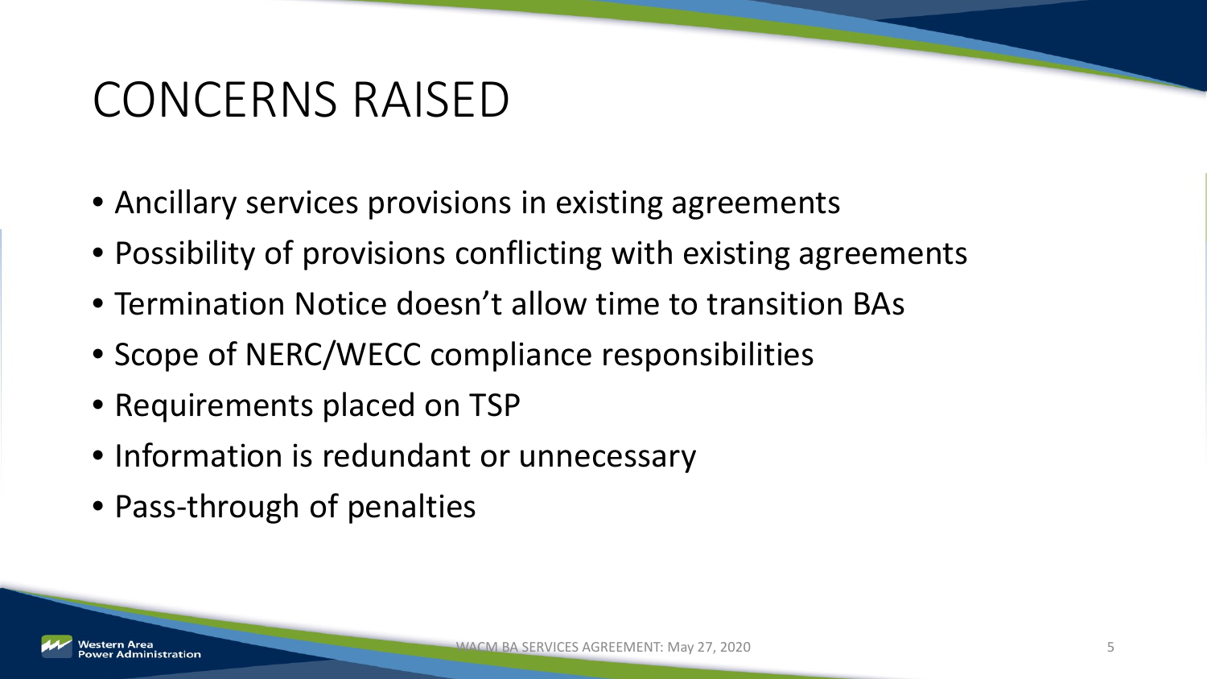# CONCERNS RAISED

- Ancillary services provisions in existing agreements
- Possibility of provisions conflicting with existing agreements
- Termination Notice doesn't allow time to transition BAs
- Scope of NERC/WECC compliance responsibilities
- Requirements placed on TSP
- Information is redundant or unnecessary
- Pass-through of penalties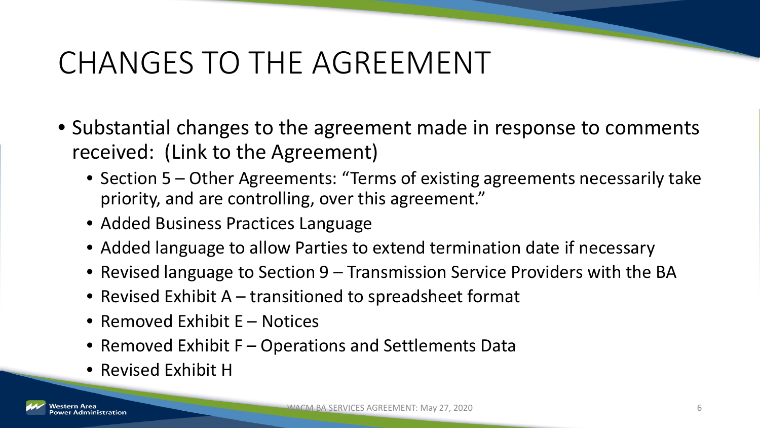# CHANGES TO THE AGREEMENT

- Substantial changes to the agreement made in response to comments received: (Link to the Agreement)
  - Section 5 – Other Agreements: "Terms of existing agreements necessarily take priority, and are controlling, over this agreement."
  - Added Business Practices Language
  - Added language to allow Parties to extend termination date if necessary
  - Revised language to Section 9 – Transmission Service Providers with the BA
  - Revised Exhibit A – transitioned to spreadsheet format
  - Removed Exhibit E – Notices
  - Removed Exhibit F – Operations and Settlements Data
  - Revised Exhibit H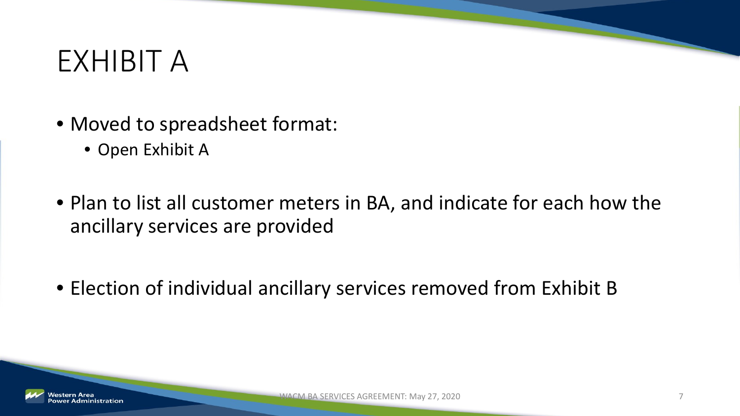# EXHIBIT A

- Moved to spreadsheet format:
  - Open Exhibit A
- Plan to list all customer meters in BA, and indicate for each how the ancillary services are provided
- Election of individual ancillary services removed from Exhibit B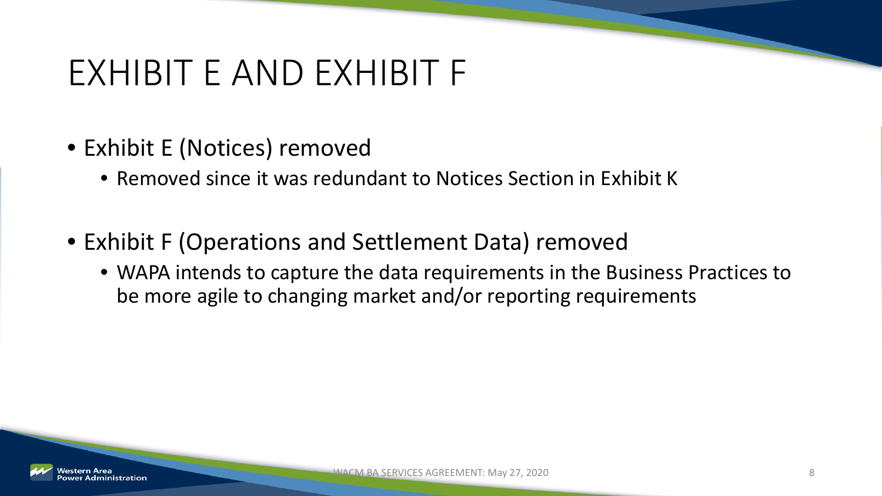# EXHIBIT E AND EXHIBIT F

- Exhibit E (Notices) removed
  - Removed since it was redundant to Notices Section in Exhibit K
- Exhibit F (Operations and Settlement Data) removed
  - WAPA intends to capture the data requirements in the Business Practices to be more agile to changing market and/or reporting requirements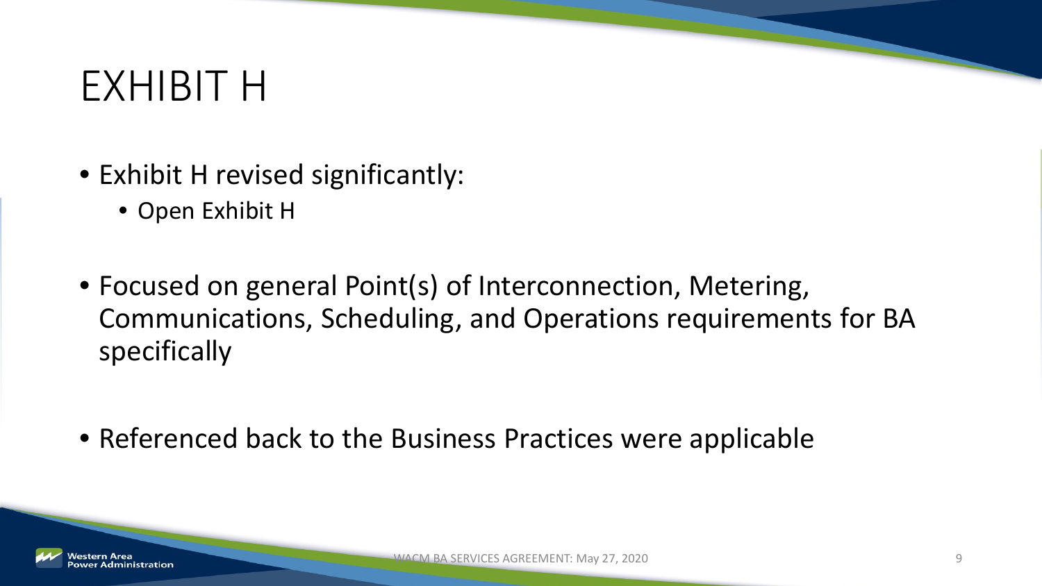# EXHIBIT H

- Exhibit H revised significantly:
  - Open Exhibit H
- Focused on general Point(s) of Interconnection, Metering, Communications, Scheduling, and Operations requirements for BA specifically
- Referenced back to the Business Practices were applicable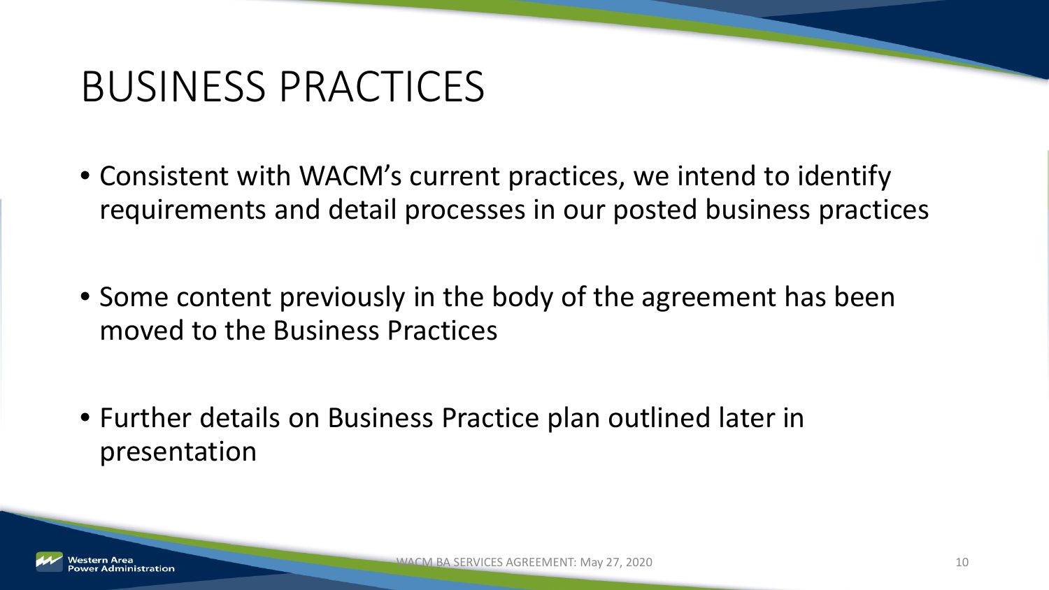# BUSINESS PRACTICES

- Consistent with WACM's current practices, we intend to identify requirements and detail processes in our posted business practices
- Some content previously in the body of the agreement has been moved to the Business Practices
- Further details on Business Practice plan outlined later in presentation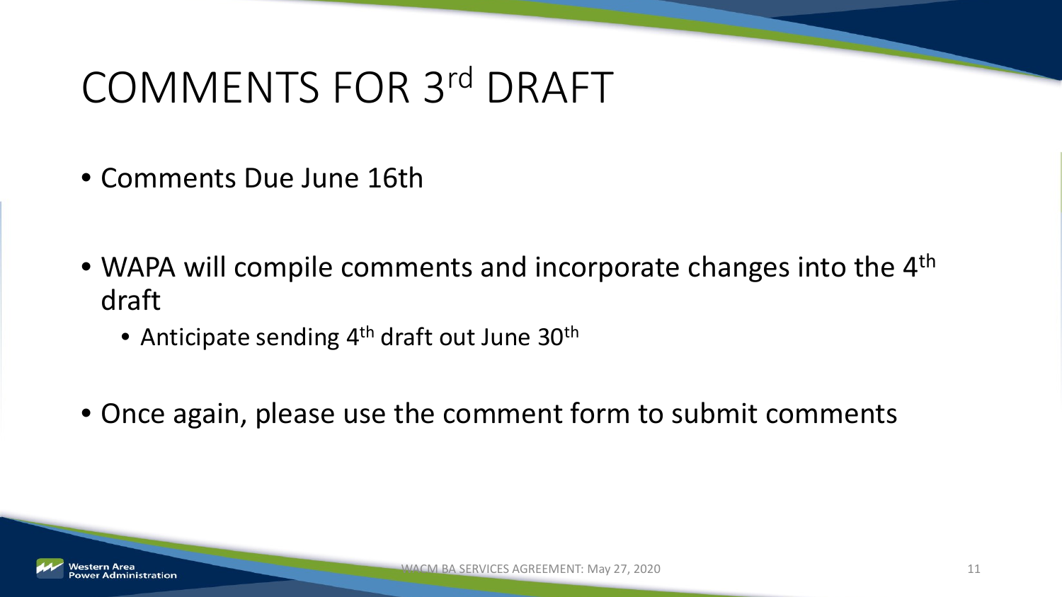# COMMENTS FOR 3rd DRAFT

- Comments Due June 16th
- WAPA will compile comments and incorporate changes into the 4th draft
  - Anticipate sending 4th draft out June 30th
- Once again, please use the comment form to submit comments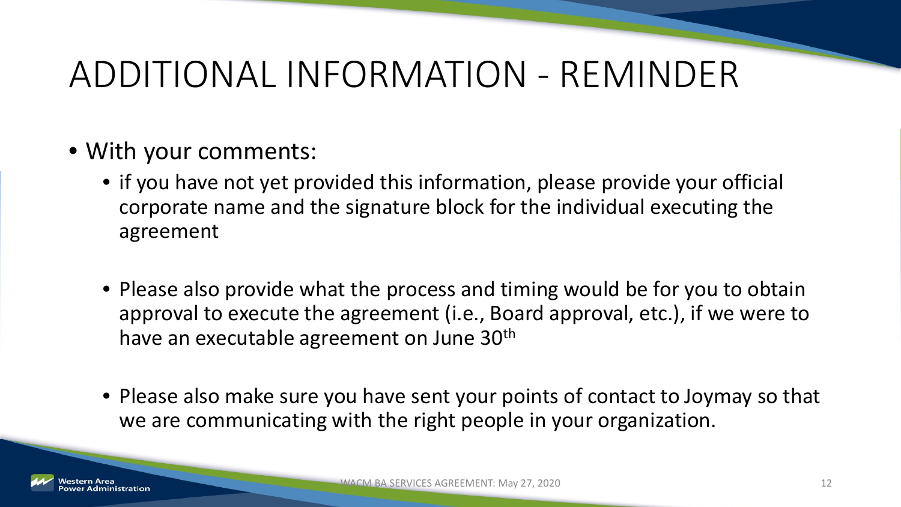# ADDITIONAL INFORMATION - REMINDER

- With your comments:
  - if you have not yet provided this information, please provide your official corporate name and the signature block for the individual executing the agreement
  - Please also provide what the process and timing would be for you to obtain approval to execute the agreement (i.e., Board approval, etc.), if we were to have an executable agreement on June 30th
  - Please also make sure you have sent your points of contact to Joymay so that we are communicating with the right people in your organization.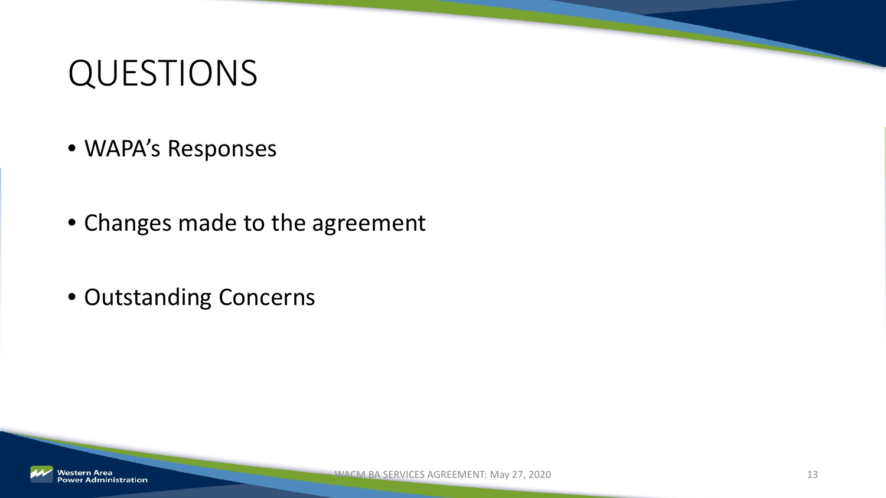# QUESTIONS

- WAPA's Responses
- Changes made to the agreement
- Outstanding Concerns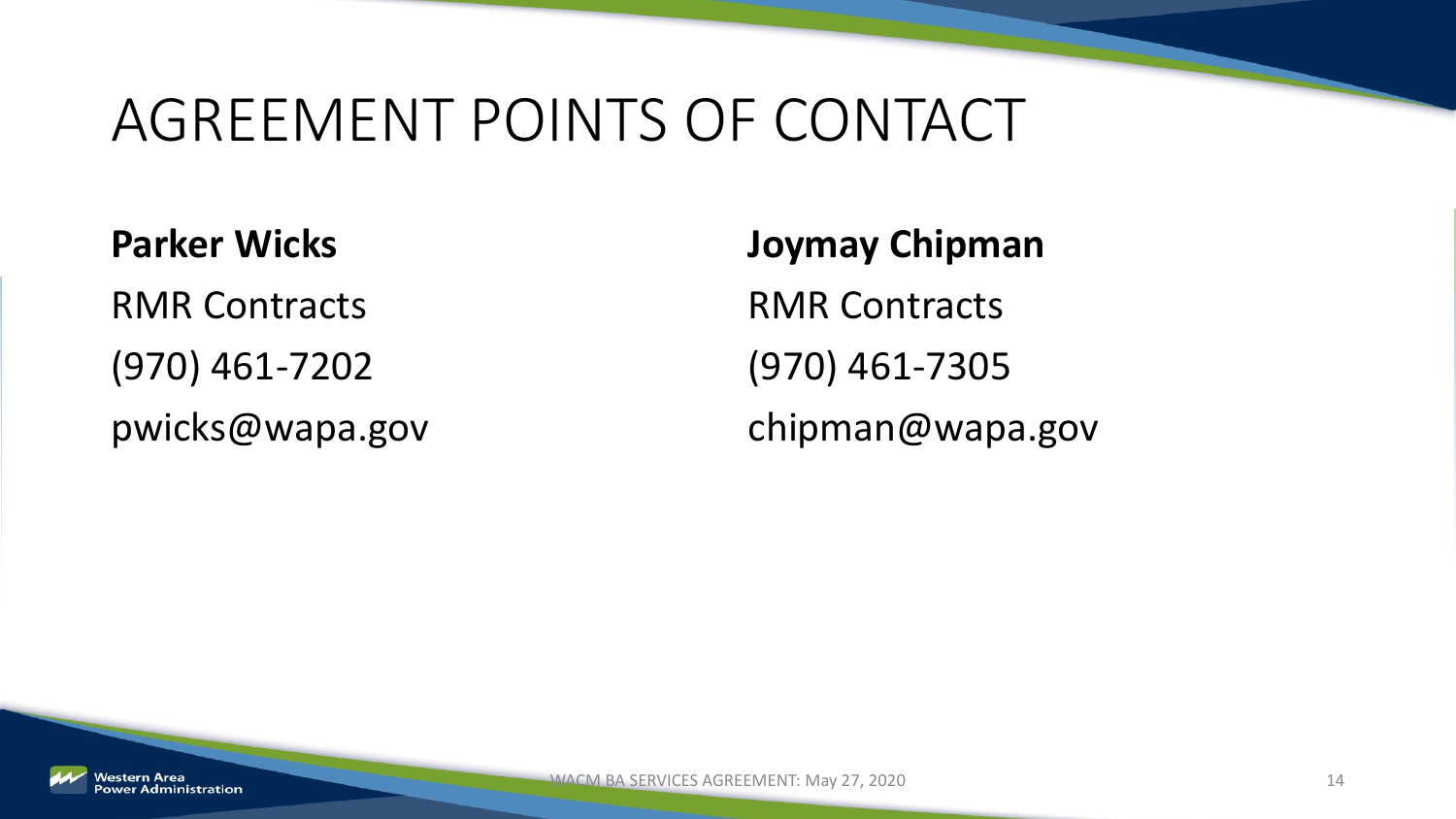# AGREEMENT POINTS OF CONTACT

**Parker Wicks**
RMR Contracts
(970) 461-7202
pwicks@wapa.gov

**Joymay Chipman**
RMR Contracts
(970) 461-7305
chipman@wapa.gov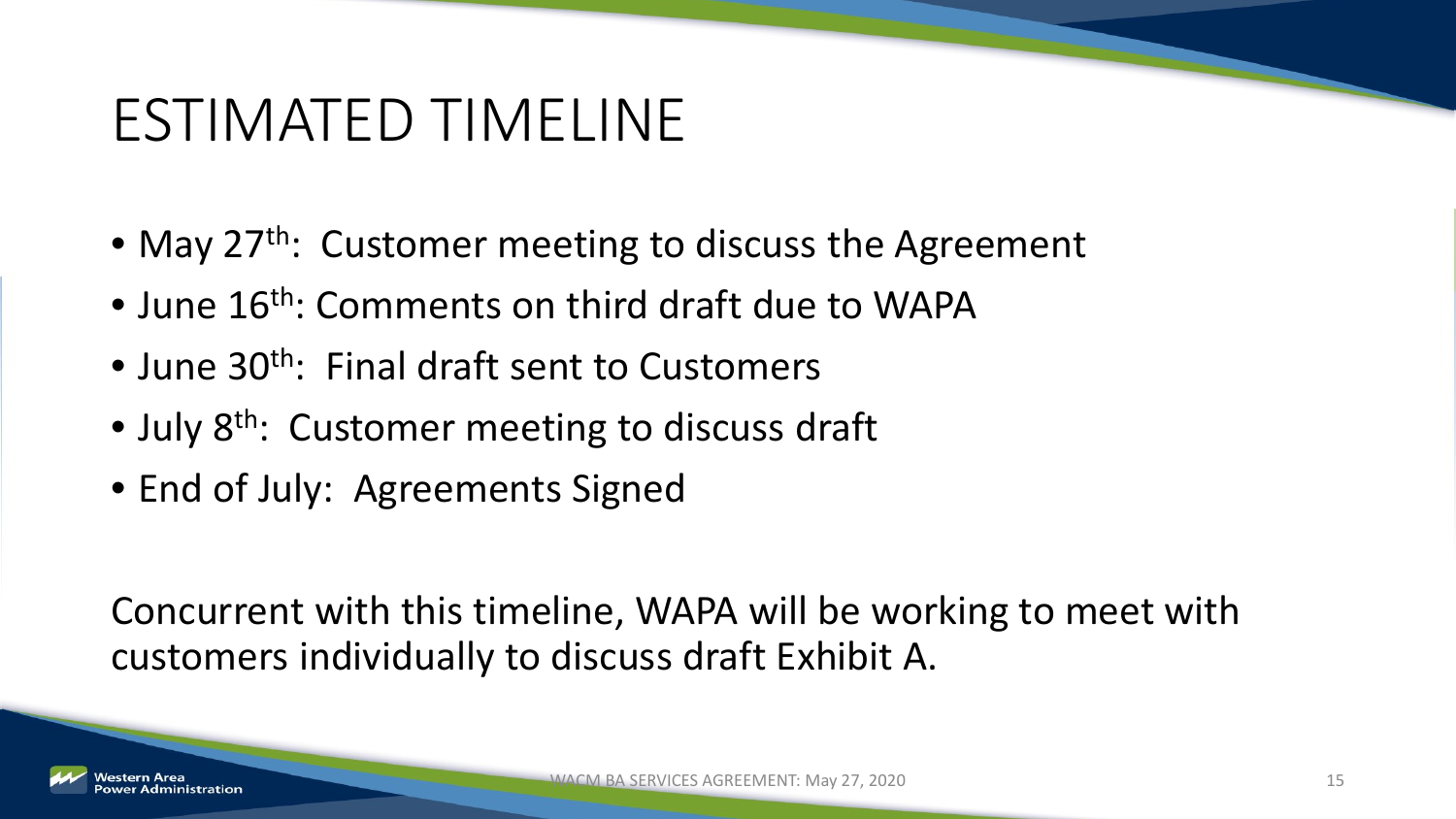# ESTIMATED TIMELINE

- May 27th: Customer meeting to discuss the Agreement
- June 16th: Comments on third draft due to WAPA
- June 30th: Final draft sent to Customers
- July 8th: Customer meeting to discuss draft
- End of July: Agreements Signed

Concurrent with this timeline, WAPA will be working to meet with customers individually to discuss draft Exhibit A.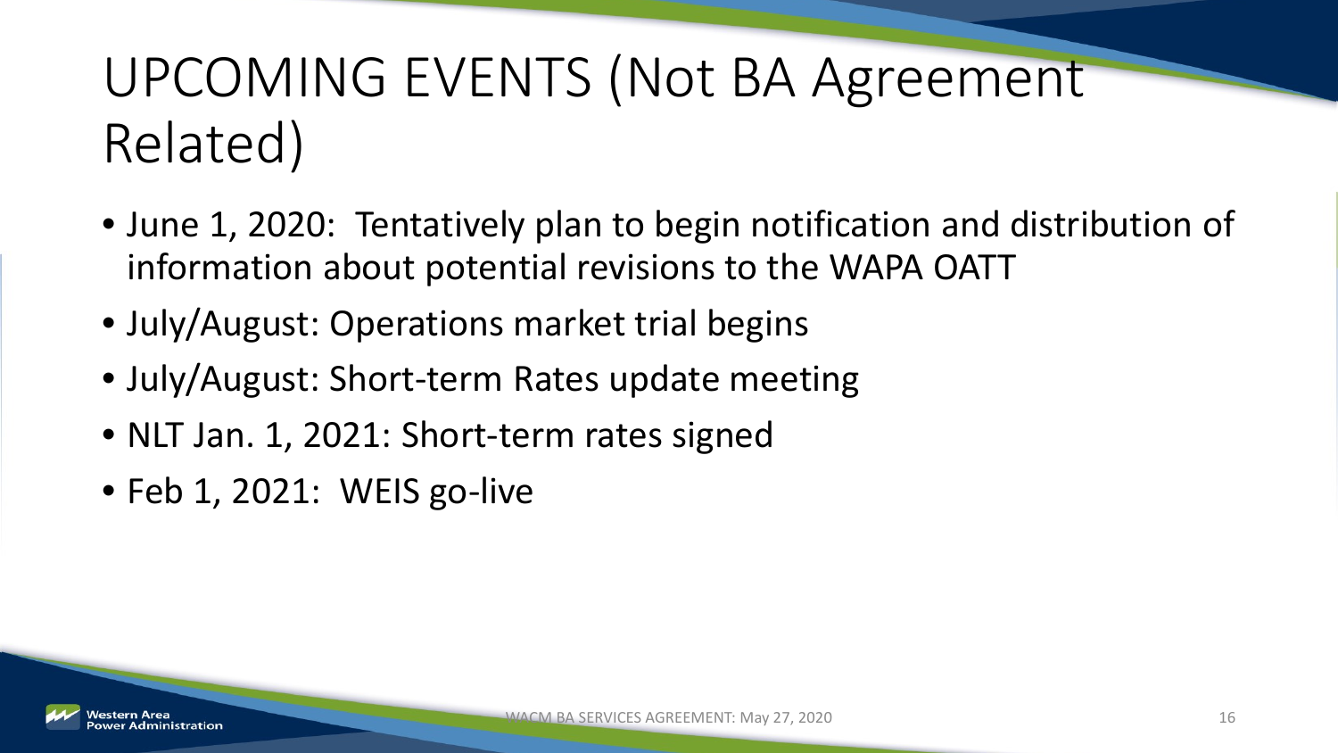# UPCOMING EVENTS (Not BA Agreement Related)

- June 1, 2020: Tentatively plan to begin notification and distribution of information about potential revisions to the WAPA OATT
- July/August: Operations market trial begins
- July/August: Short-term Rates update meeting
- NLT Jan. 1, 2021: Short-term rates signed
- Feb 1, 2021: WEIS go-live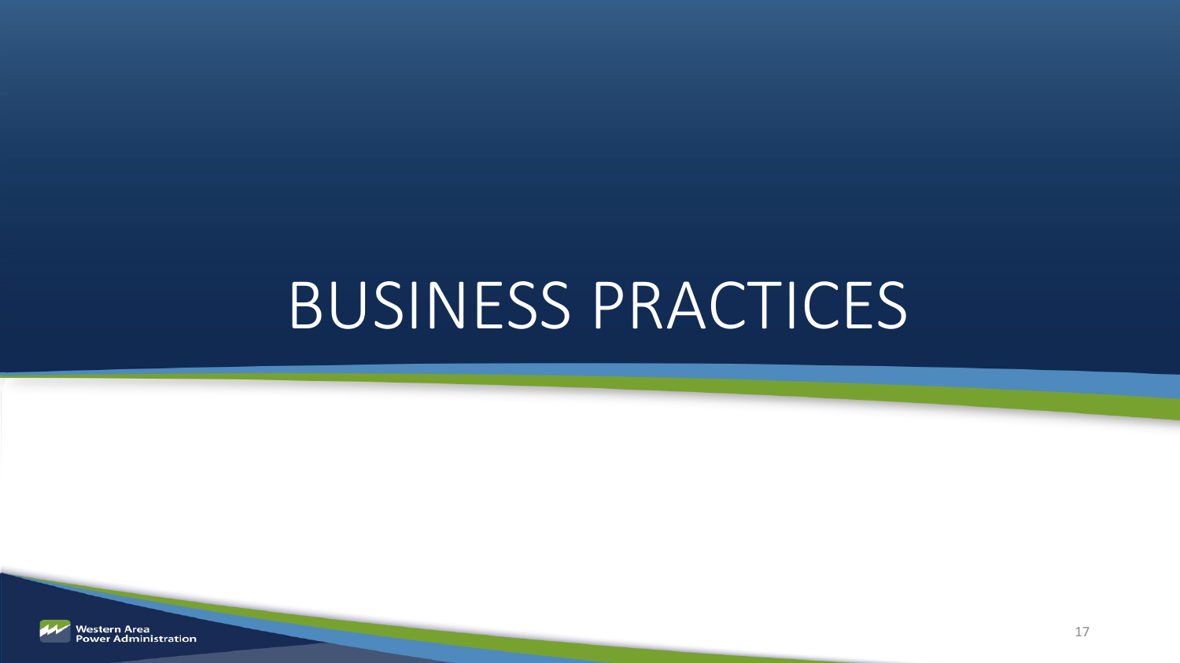# BUSINESS PRACTICES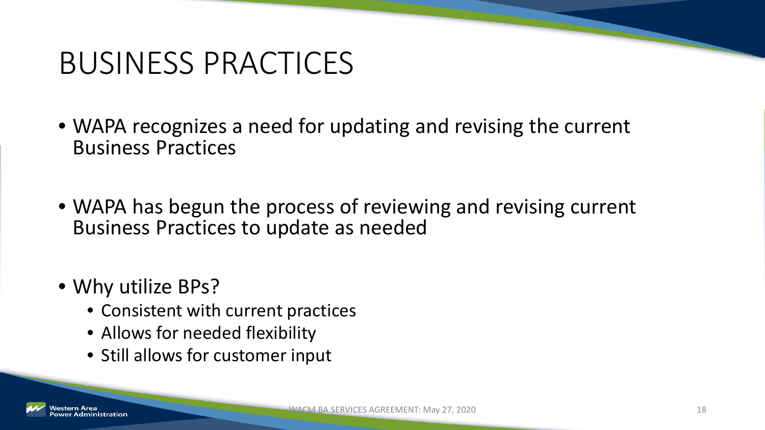# BUSINESS PRACTICES

- WAPA recognizes a need for updating and revising the current Business Practices
- WAPA has begun the process of reviewing and revising current Business Practices to update as needed
- Why utilize BPs?
  - Consistent with current practices
  - Allows for needed flexibility
  - Still allows for customer input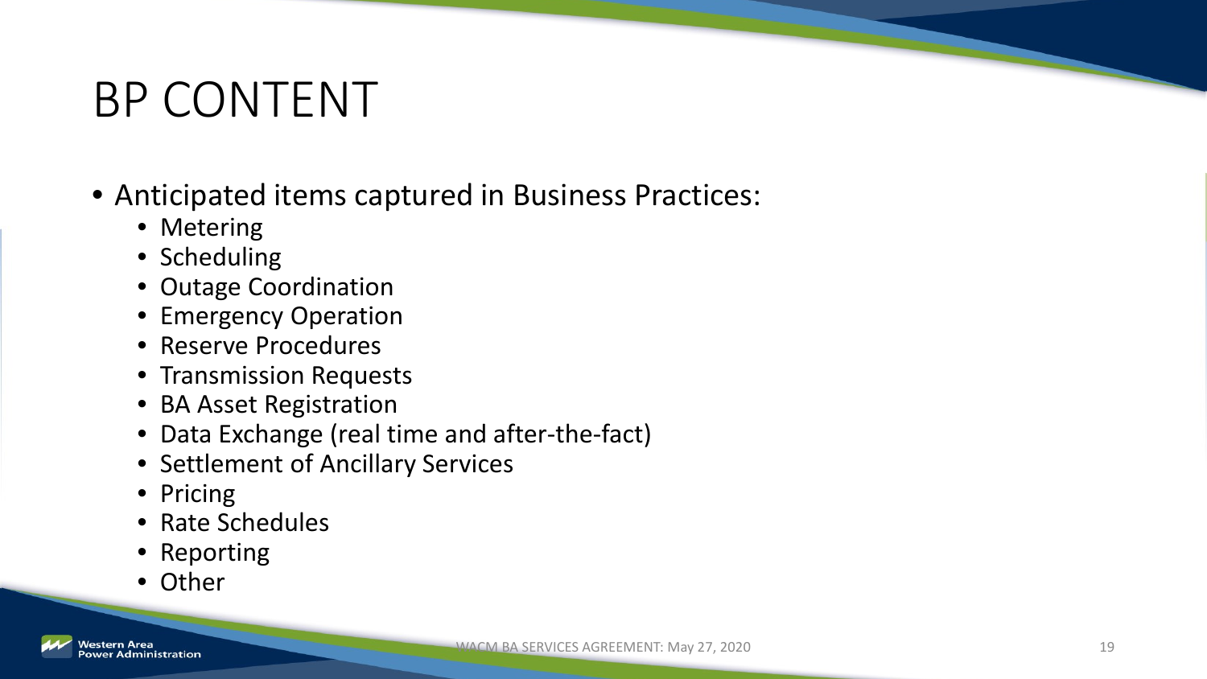# BP CONTENT

- Anticipated items captured in Business Practices:
  - Metering
  - Scheduling
  - Outage Coordination
  - Emergency Operation
  - Reserve Procedures
  - Transmission Requests
  - BA Asset Registration
  - Data Exchange (real time and after-the-fact)
  - Settlement of Ancillary Services
  - Pricing
  - Rate Schedules
  - Reporting
  - Other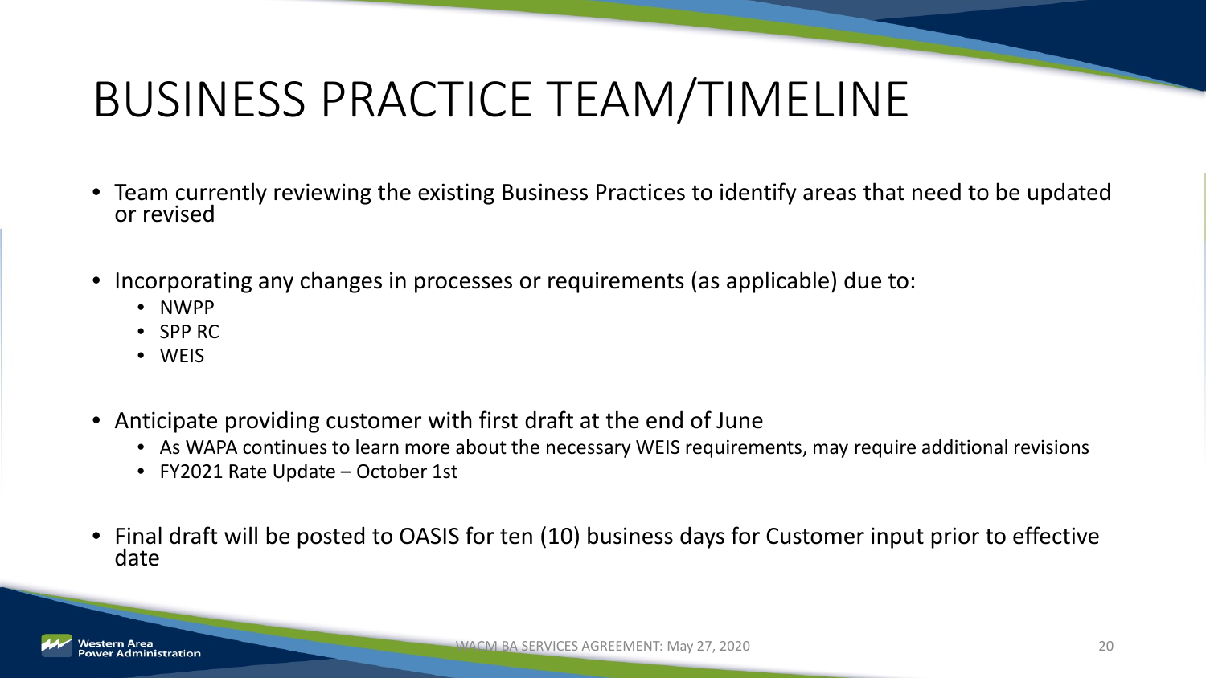# BUSINESS PRACTICE TEAM/TIMELINE

- Team currently reviewing the existing Business Practices to identify areas that need to be updated or revised
- Incorporating any changes in processes or requirements (as applicable) due to:
  - NWPP
  - SPP RC
  - WEIS
- Anticipate providing customer with first draft at the end of June
  - As WAPA continues to learn more about the necessary WEIS requirements, may require additional revisions
  - FY2021 Rate Update – October 1st
- Final draft will be posted to OASIS for ten (10) business days for Customer input prior to effective date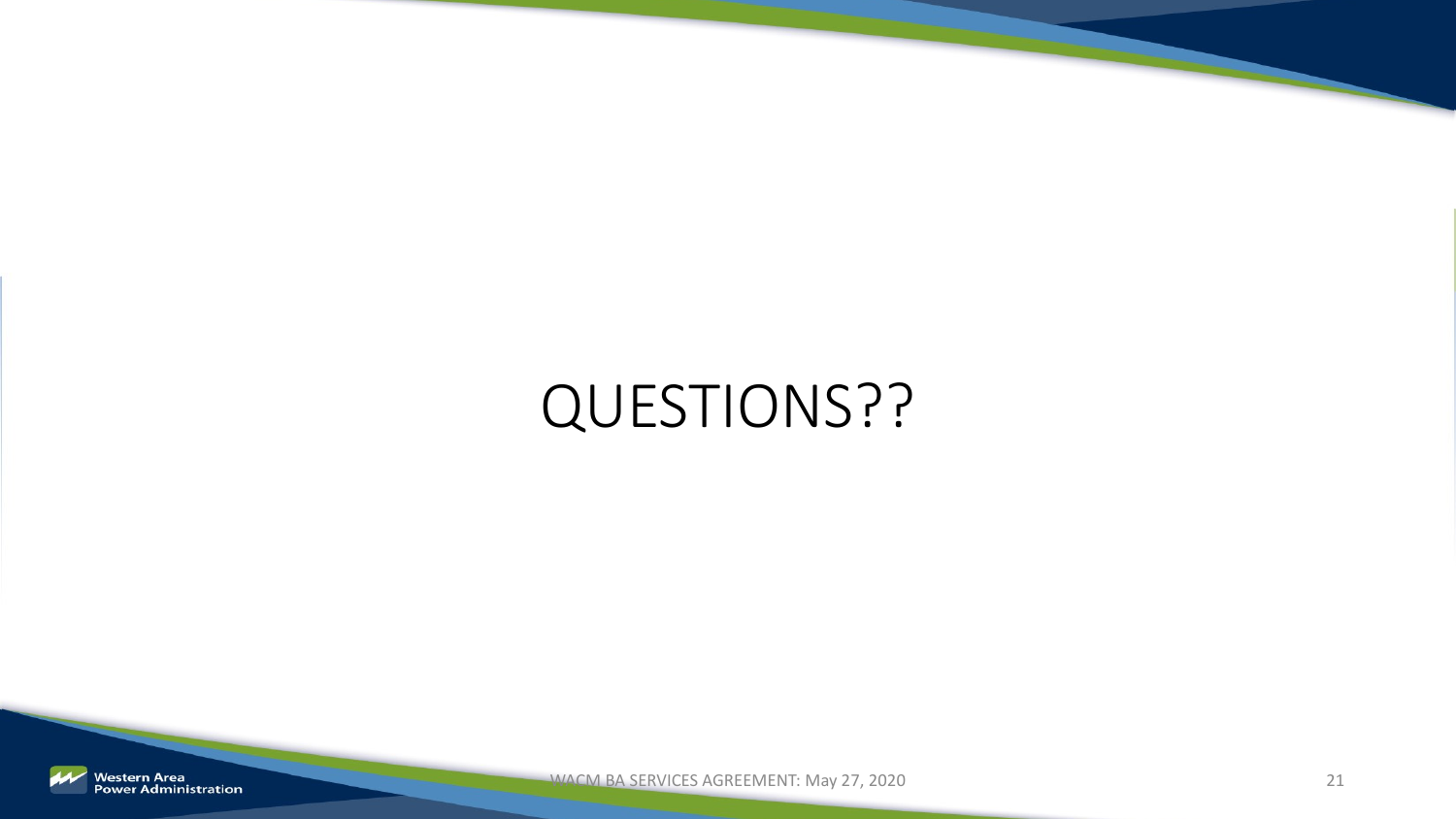# QUESTIONS??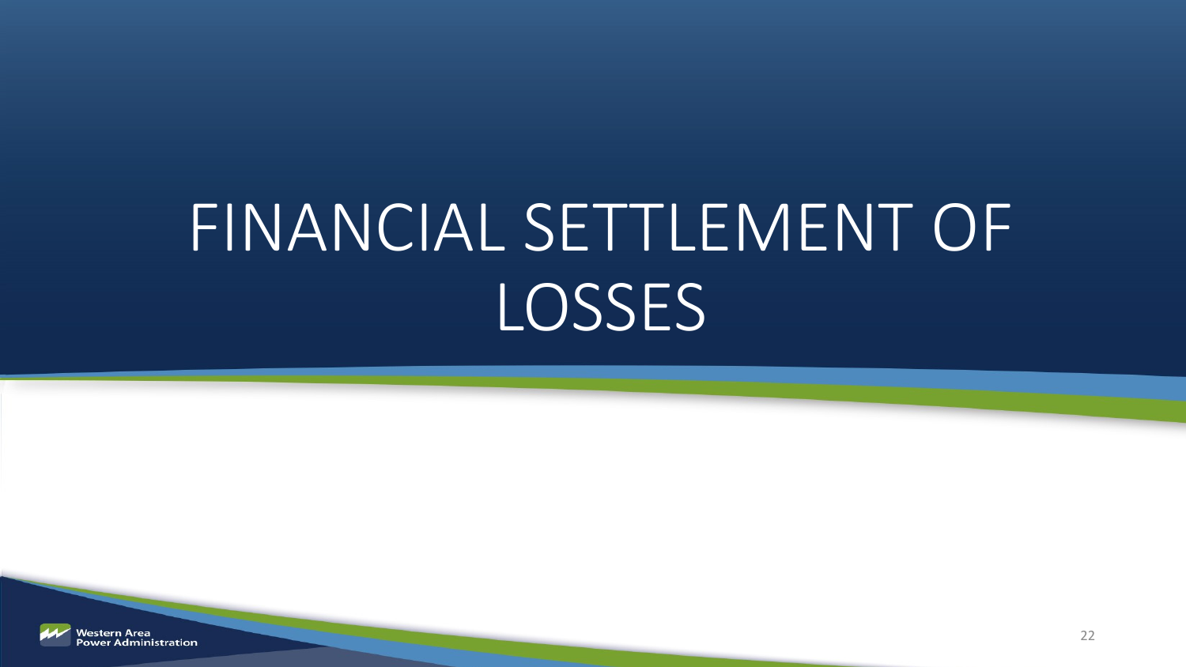# FINANCIAL SETTLEMENT OF LOSSES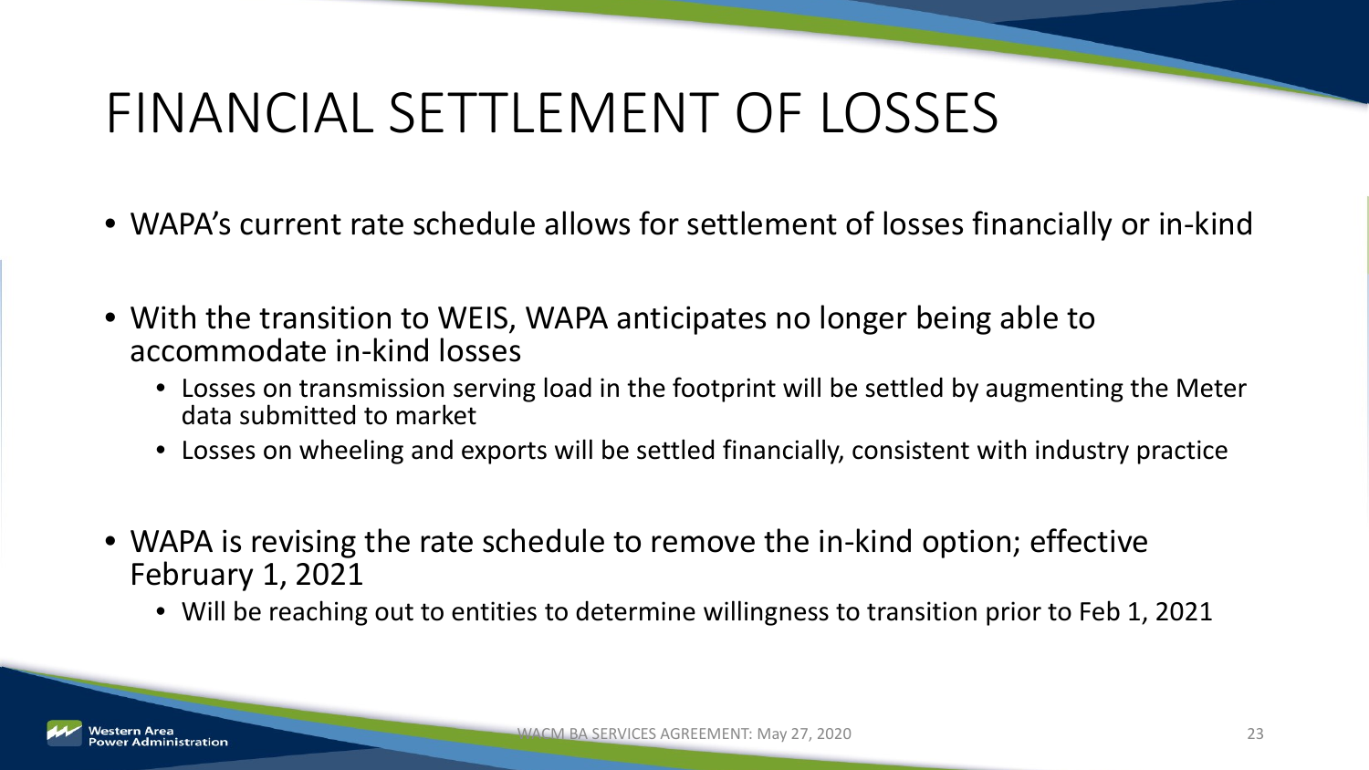# FINANCIAL SETTLEMENT OF LOSSES

- WAPA's current rate schedule allows for settlement of losses financially or in-kind
- With the transition to WEIS, WAPA anticipates no longer being able to accommodate in-kind losses
  - Losses on transmission serving load in the footprint will be settled by augmenting the Meter data submitted to market
  - Losses on wheeling and exports will be settled financially, consistent with industry practice
- WAPA is revising the rate schedule to remove the in-kind option; effective February 1, 2021
  - Will be reaching out to entities to determine willingness to transition prior to Feb 1, 2021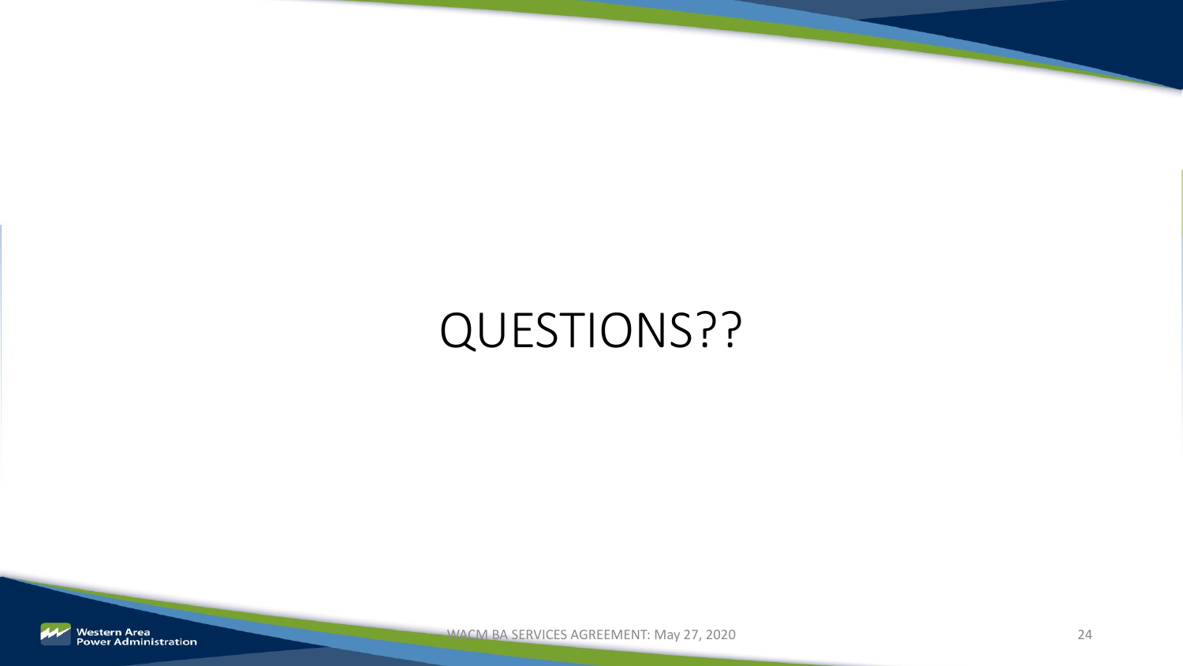# QUESTIONS??